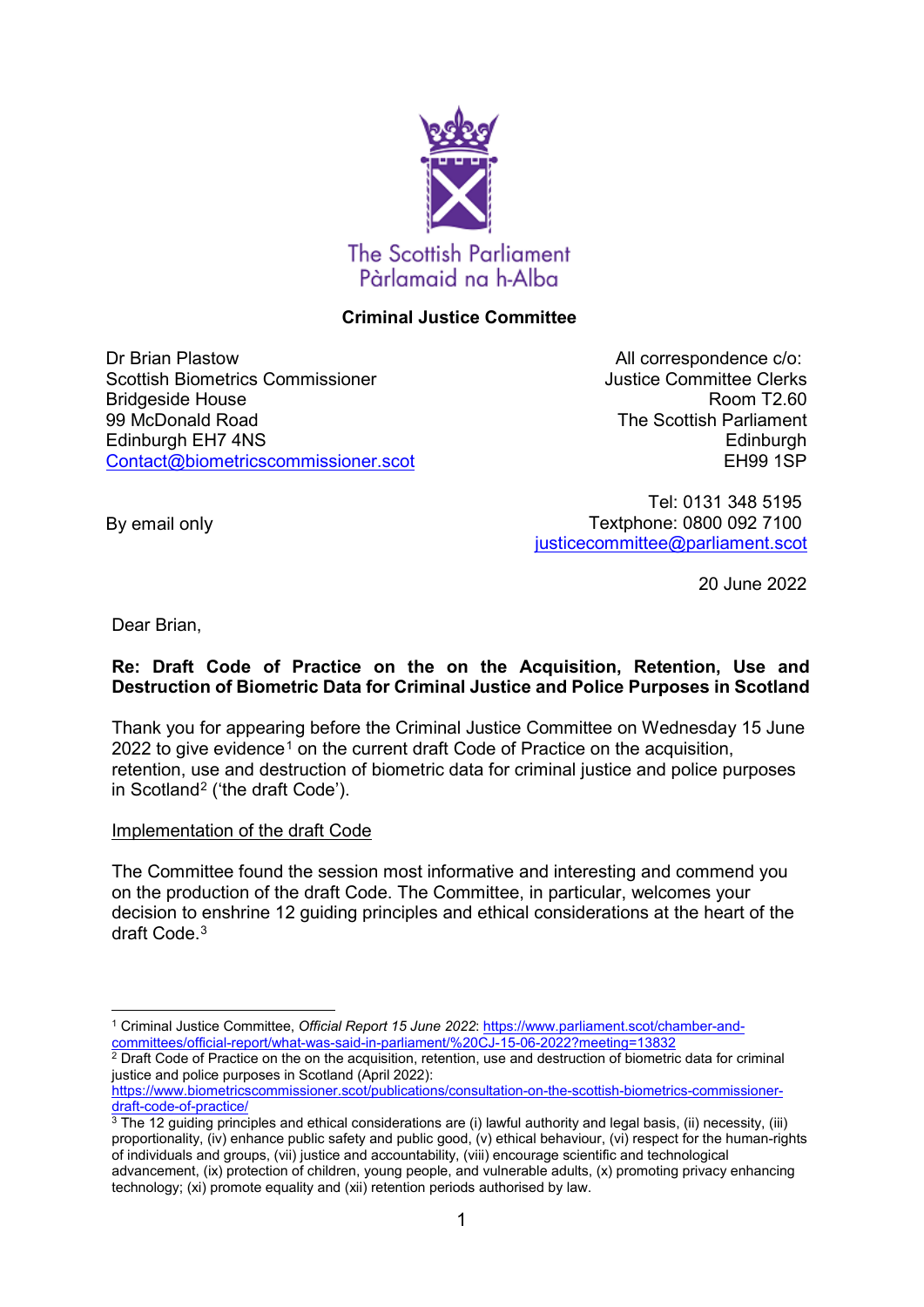The Scottish Parliament
Pàrlamaid na h-Alba

**Criminal Justice Committee**

Dr Brian Plastow
Scottish Biometrics Commissioner
Bridgeside House
99 McDonald Road
Edinburgh EH7 4NS
Contact@biometricscommissioner.scot

All correspondence c/o:
Justice Committee Clerks
Room T2.60
The Scottish Parliament
Edinburgh
EH99 1SP

Tel: 0131 348 5195
Textphone: 0800 092 7100
justicecommittee@parliament.scot

By email only

20 June 2022

Dear Brian,

**Re: Draft Code of Practice on the on the Acquisition, Retention, Use and Destruction of Biometric Data for Criminal Justice and Police Purposes in Scotland**

Thank you for appearing before the Criminal Justice Committee on Wednesday 15 June 2022 to give evidence[1] on the current draft Code of Practice on the acquisition, retention, use and destruction of biometric data for criminal justice and police purposes in Scotland[2] ('the draft Code').

Implementation of the draft Code

The Committee found the session most informative and interesting and commend you on the production of the draft Code. The Committee, in particular, welcomes your decision to enshrine 12 guiding principles and ethical considerations at the heart of the draft Code.[3]

---

[1] Criminal Justice Committee, *Official Report 15 June 2022*: https://www.parliament.scot/chamber-and-committees/official-report/what-was-said-in-parliament/%20CJ-15-06-2022?meeting=13832

[2] Draft Code of Practice on the on the acquisition, retention, use and destruction of biometric data for criminal justice and police purposes in Scotland (April 2022): https://www.biometricscommissioner.scot/publications/consultation-on-the-scottish-biometrics-commissioner-draft-code-of-practice/

[3] The 12 guiding principles and ethical considerations are (i) lawful authority and legal basis, (ii) necessity, (iii) proportionality, (iv) enhance public safety and public good, (v) ethical behaviour, (vi) respect for the human-rights of individuals and groups, (vii) justice and accountability, (viii) encourage scientific and technological advancement, (ix) protection of children, young people, and vulnerable adults, (x) promoting privacy enhancing technology; (xi) promote equality and (xii) retention periods authorised by law.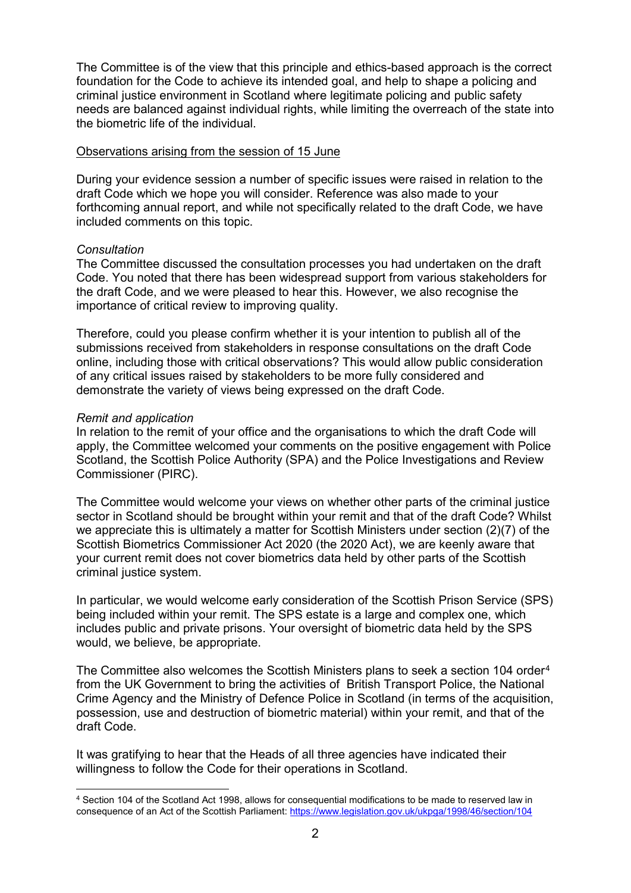The Committee is of the view that this principle and ethics-based approach is the correct foundation for the Code to achieve its intended goal, and help to shape a policing and criminal justice environment in Scotland where legitimate policing and public safety needs are balanced against individual rights, while limiting the overreach of the state into the biometric life of the individual.

<u>Observations arising from the session of 15 June</u>

During your evidence session a number of specific issues were raised in relation to the draft Code which we hope you will consider. Reference was also made to your forthcoming annual report, and while not specifically related to the draft Code, we have included comments on this topic.

*Consultation*

The Committee discussed the consultation processes you had undertaken on the draft Code. You noted that there has been widespread support from various stakeholders for the draft Code, and we were pleased to hear this. However, we also recognise the importance of critical review to improving quality.

Therefore, could you please confirm whether it is your intention to publish all of the submissions received from stakeholders in response consultations on the draft Code online, including those with critical observations? This would allow public consideration of any critical issues raised by stakeholders to be more fully considered and demonstrate the variety of views being expressed on the draft Code.

*Remit and application*

In relation to the remit of your office and the organisations to which the draft Code will apply, the Committee welcomed your comments on the positive engagement with Police Scotland, the Scottish Police Authority (SPA) and the Police Investigations and Review Commissioner (PIRC).

The Committee would welcome your views on whether other parts of the criminal justice sector in Scotland should be brought within your remit and that of the draft Code? Whilst we appreciate this is ultimately a matter for Scottish Ministers under section (2)(7) of the Scottish Biometrics Commissioner Act 2020 (the 2020 Act), we are keenly aware that your current remit does not cover biometrics data held by other parts of the Scottish criminal justice system.

In particular, we would welcome early consideration of the Scottish Prison Service (SPS) being included within your remit. The SPS estate is a large and complex one, which includes public and private prisons. Your oversight of biometric data held by the SPS would, we believe, be appropriate.

The Committee also welcomes the Scottish Ministers plans to seek a section 104 order[4] from the UK Government to bring the activities of British Transport Police, the National Crime Agency and the Ministry of Defence Police in Scotland (in terms of the acquisition, possession, use and destruction of biometric material) within your remit, and that of the draft Code.

It was gratifying to hear that the Heads of all three agencies have indicated their willingness to follow the Code for their operations in Scotland.

[4] Section 104 of the Scotland Act 1998, allows for consequential modifications to be made to reserved law in consequence of an Act of the Scottish Parliament: https://www.legislation.gov.uk/ukpga/1998/46/section/104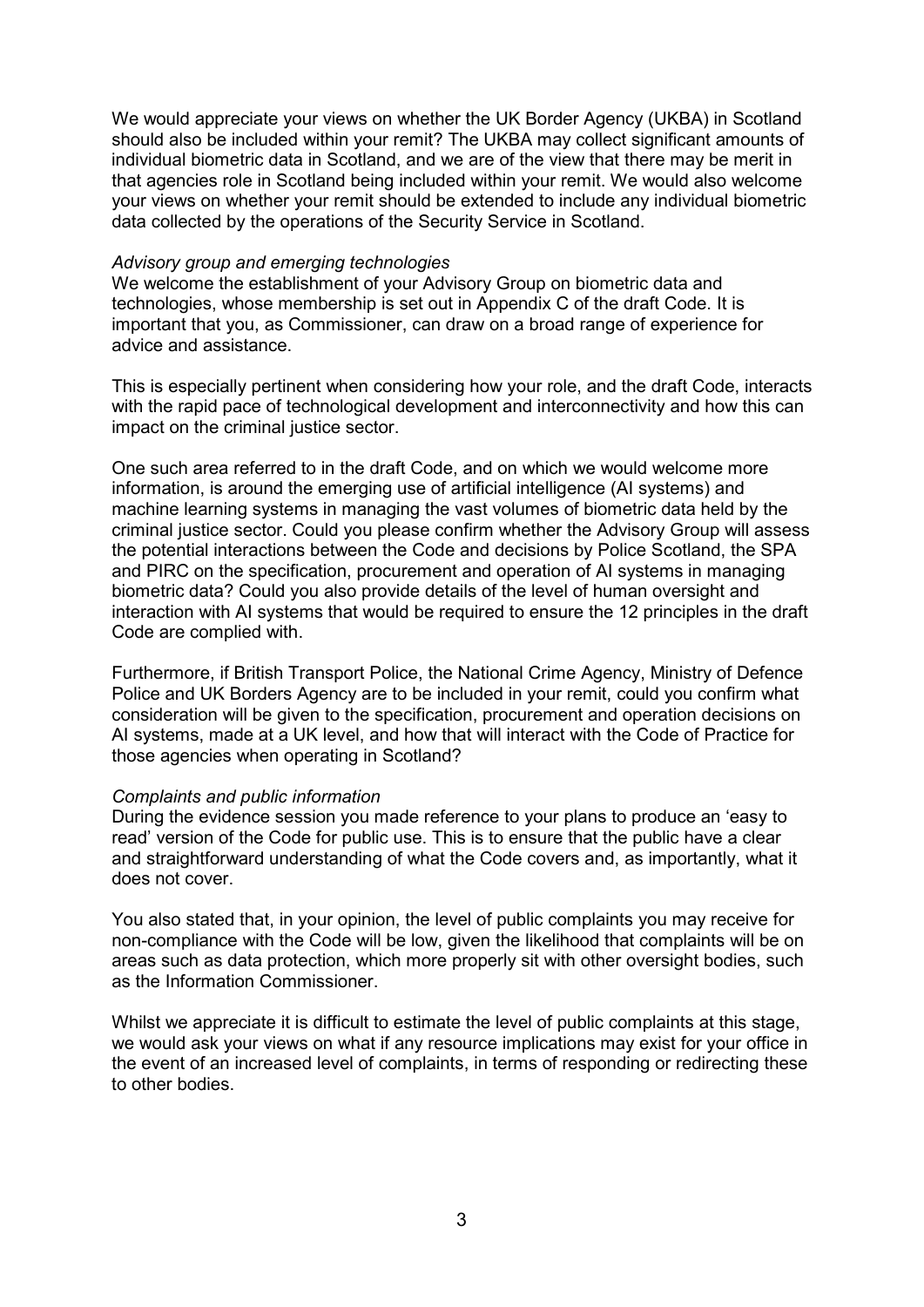We would appreciate your views on whether the UK Border Agency (UKBA) in Scotland should also be included within your remit? The UKBA may collect significant amounts of individual biometric data in Scotland, and we are of the view that there may be merit in that agencies role in Scotland being included within your remit. We would also welcome your views on whether your remit should be extended to include any individual biometric data collected by the operations of the Security Service in Scotland.

*Advisory group and emerging technologies*

We welcome the establishment of your Advisory Group on biometric data and technologies, whose membership is set out in Appendix C of the draft Code. It is important that you, as Commissioner, can draw on a broad range of experience for advice and assistance.

This is especially pertinent when considering how your role, and the draft Code, interacts with the rapid pace of technological development and interconnectivity and how this can impact on the criminal justice sector.

One such area referred to in the draft Code, and on which we would welcome more information, is around the emerging use of artificial intelligence (AI systems) and machine learning systems in managing the vast volumes of biometric data held by the criminal justice sector. Could you please confirm whether the Advisory Group will assess the potential interactions between the Code and decisions by Police Scotland, the SPA and PIRC on the specification, procurement and operation of AI systems in managing biometric data? Could you also provide details of the level of human oversight and interaction with AI systems that would be required to ensure the 12 principles in the draft Code are complied with.

Furthermore, if British Transport Police, the National Crime Agency, Ministry of Defence Police and UK Borders Agency are to be included in your remit, could you confirm what consideration will be given to the specification, procurement and operation decisions on AI systems, made at a UK level, and how that will interact with the Code of Practice for those agencies when operating in Scotland?

*Complaints and public information*

During the evidence session you made reference to your plans to produce an 'easy to read' version of the Code for public use. This is to ensure that the public have a clear and straightforward understanding of what the Code covers and, as importantly, what it does not cover.

You also stated that, in your opinion, the level of public complaints you may receive for non-compliance with the Code will be low, given the likelihood that complaints will be on areas such as data protection, which more properly sit with other oversight bodies, such as the Information Commissioner.

Whilst we appreciate it is difficult to estimate the level of public complaints at this stage, we would ask your views on what if any resource implications may exist for your office in the event of an increased level of complaints, in terms of responding or redirecting these to other bodies.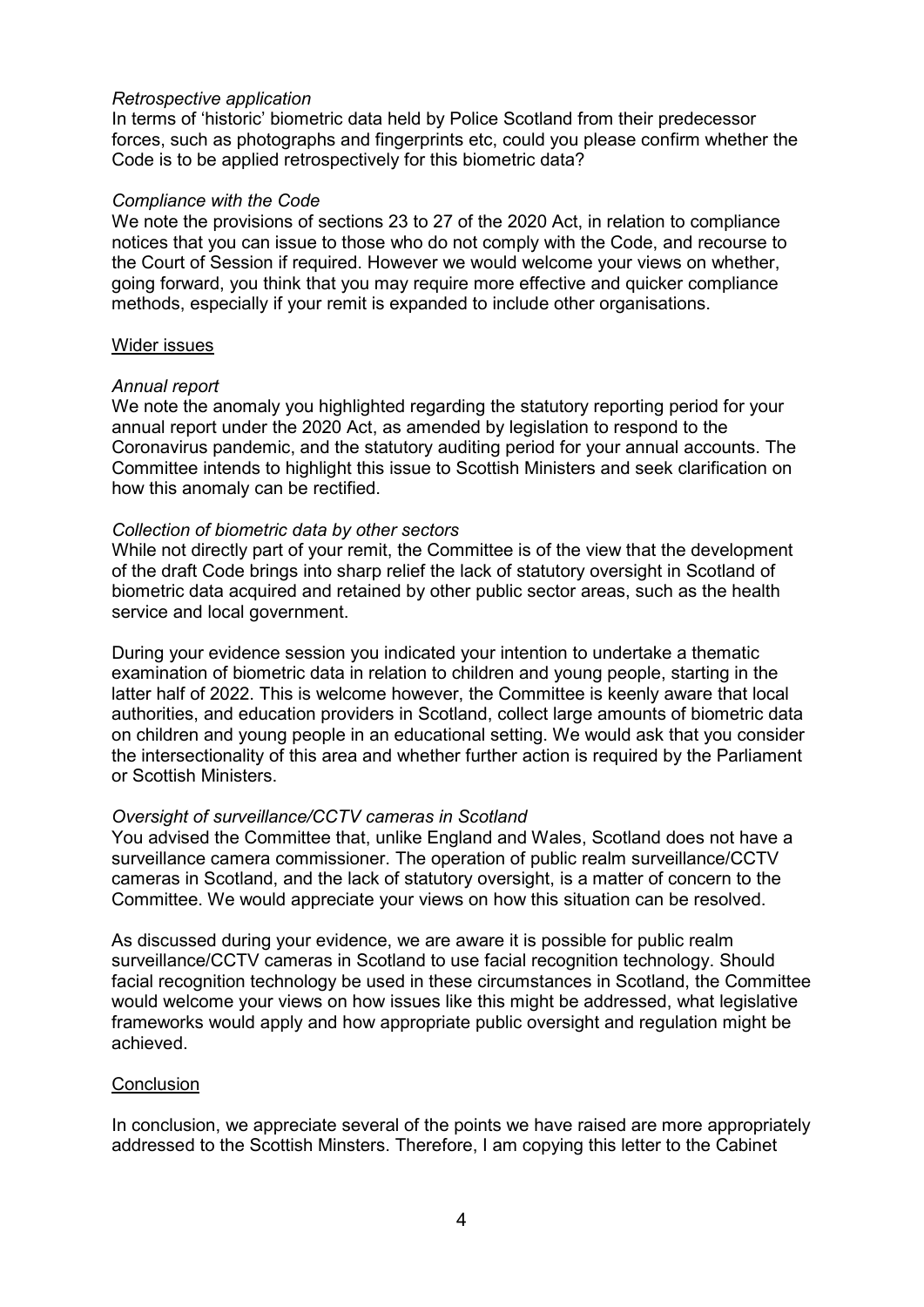*Retrospective application*

In terms of 'historic' biometric data held by Police Scotland from their predecessor forces, such as photographs and fingerprints etc, could you please confirm whether the Code is to be applied retrospectively for this biometric data?

*Compliance with the Code*

We note the provisions of sections 23 to 27 of the 2020 Act, in relation to compliance notices that you can issue to those who do not comply with the Code, and recourse to the Court of Session if required. However we would welcome your views on whether, going forward, you think that you may require more effective and quicker compliance methods, especially if your remit is expanded to include other organisations.

<u>Wider issues</u>

*Annual report*

We note the anomaly you highlighted regarding the statutory reporting period for your annual report under the 2020 Act, as amended by legislation to respond to the Coronavirus pandemic, and the statutory auditing period for your annual accounts. The Committee intends to highlight this issue to Scottish Ministers and seek clarification on how this anomaly can be rectified.

*Collection of biometric data by other sectors*

While not directly part of your remit, the Committee is of the view that the development of the draft Code brings into sharp relief the lack of statutory oversight in Scotland of biometric data acquired and retained by other public sector areas, such as the health service and local government.

During your evidence session you indicated your intention to undertake a thematic examination of biometric data in relation to children and young people, starting in the latter half of 2022. This is welcome however, the Committee is keenly aware that local authorities, and education providers in Scotland, collect large amounts of biometric data on children and young people in an educational setting. We would ask that you consider the intersectionality of this area and whether further action is required by the Parliament or Scottish Ministers.

*Oversight of surveillance/CCTV cameras in Scotland*

You advised the Committee that, unlike England and Wales, Scotland does not have a surveillance camera commissioner. The operation of public realm surveillance/CCTV cameras in Scotland, and the lack of statutory oversight, is a matter of concern to the Committee. We would appreciate your views on how this situation can be resolved.

As discussed during your evidence, we are aware it is possible for public realm surveillance/CCTV cameras in Scotland to use facial recognition technology. Should facial recognition technology be used in these circumstances in Scotland, the Committee would welcome your views on how issues like this might be addressed, what legislative frameworks would apply and how appropriate public oversight and regulation might be achieved.

<u>Conclusion</u>

In conclusion, we appreciate several of the points we have raised are more appropriately addressed to the Scottish Minsters. Therefore, I am copying this letter to the Cabinet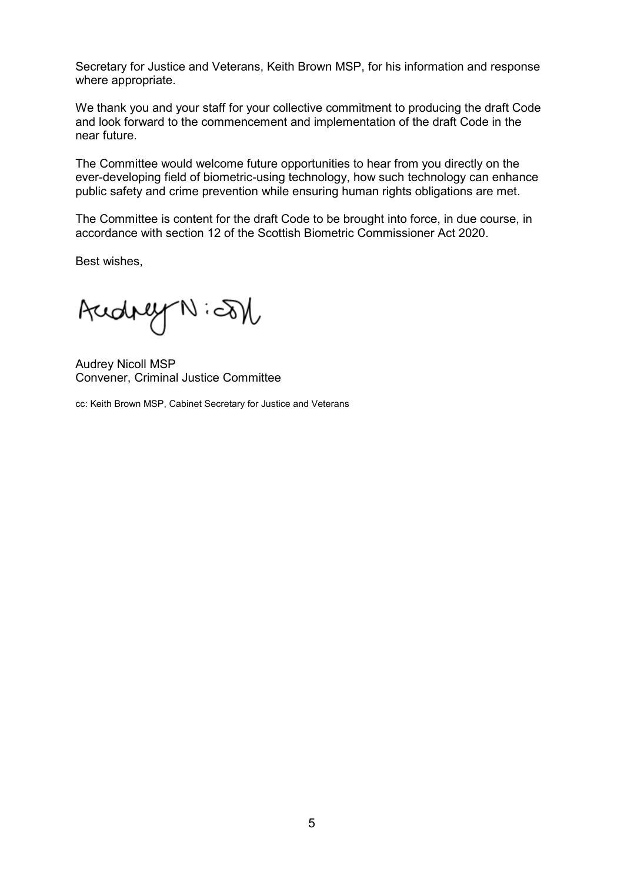Secretary for Justice and Veterans, Keith Brown MSP, for his information and response where appropriate.

We thank you and your staff for your collective commitment to producing the draft Code and look forward to the commencement and implementation of the draft Code in the near future.

The Committee would welcome future opportunities to hear from you directly on the ever-developing field of biometric-using technology, how such technology can enhance public safety and crime prevention while ensuring human rights obligations are met.

The Committee is content for the draft Code to be brought into force, in due course, in accordance with section 12 of the Scottish Biometric Commissioner Act 2020.

Best wishes,

Audrey Nicoll MSP
Convener, Criminal Justice Committee

cc: Keith Brown MSP, Cabinet Secretary for Justice and Veterans